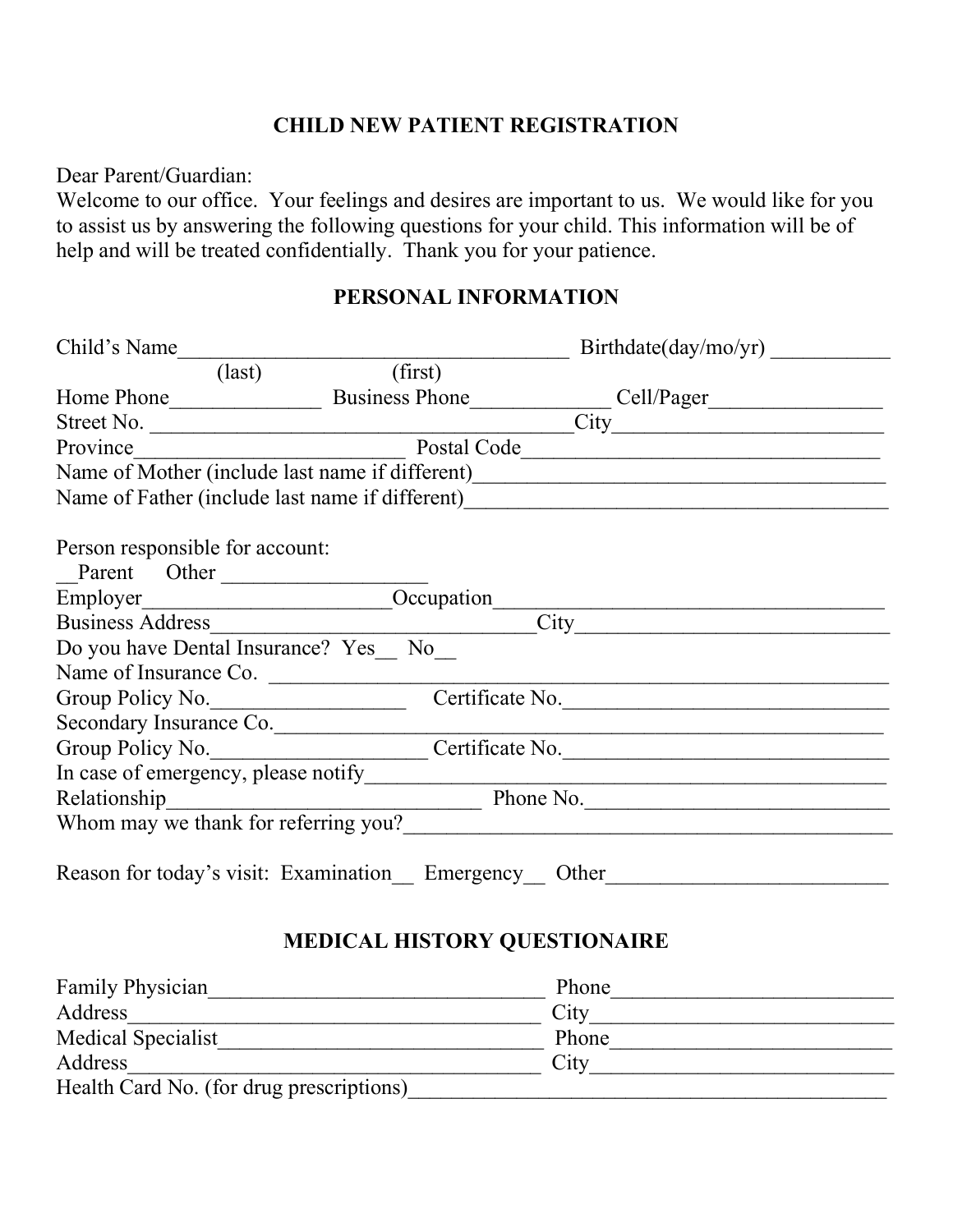## CHILD NEW PATIENT REGISTRATION

Dear Parent/Guardian:
Welcome to our office. Your feelings and desires are important to us. We would like for you to assist us by answering the following questions for your child. This information will be of help and will be treated confidentially. Thank you for your patience.

## PERSONAL INFORMATION

Child's Name_____________________________________ Birthdate(day/mo/yr) ___________
(last) (first)
Home Phone______________ Business Phone_____________ Cell/Pager________________
Street No. _________________________________________City__________________________
Province_________________________ Postal Code__________________________________
Name of Mother (include last name if different)______________________________________
Name of Father (include last name if different)_______________________________________

Person responsible for account:
__Parent Other ___________________
Employer_______________________Occupation______________________________________
Business Address________________________________City______________________________
Do you have Dental Insurance? Yes__ No__
Name of Insurance Co. ____________________________________________________________
Group Policy No.__________________ Certificate No._______________________________
Secondary Insurance Co.____________________________________________________________
Group Policy No.____________________ Certificate No._______________________________
In case of emergency, please notify__________________________________________________
Relationship______________________________ Phone No.____________________________
Whom may we thank for referring you?_______________________________________________

Reason for today's visit: Examination__ Emergency__ Other__________________________

## MEDICAL HISTORY QUESTIONAIRE

Family Physician_________________________________ Phone__________________________
Address_________________________________________ City____________________________
Medical Specialist________________________________ Phone__________________________
Address_________________________________________ City____________________________
Health Card No. (for drug prescriptions)_______________________________________________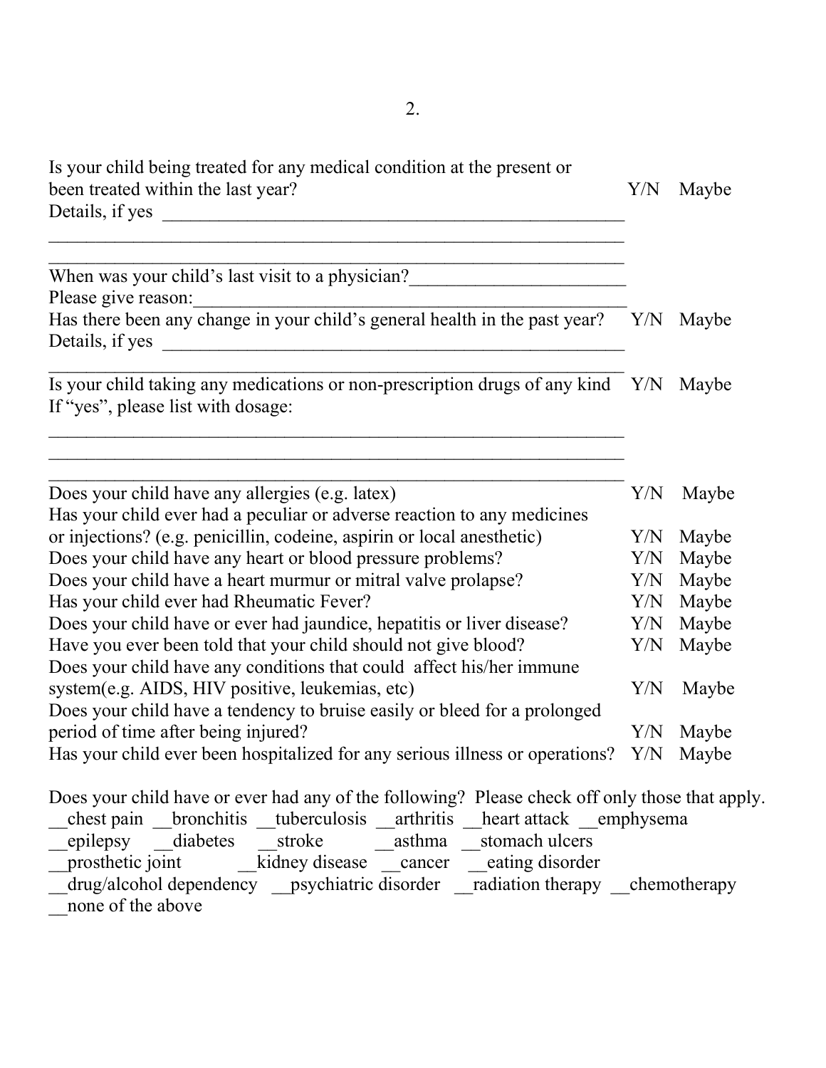Is your child being treated for any medical condition at the present or been treated within the last year? Y/N Maybe

Details, if yes ___________________________________________________

_______________________________________________________________

_______________________________________________________________

When was your child's last visit to a physician?______________________

Please give reason:_____________________________________________

Has there been any change in your child's general health in the past year? Y/N Maybe

Details, if yes ___________________________________________________

_______________________________________________________________

Is your child taking any medications or non-prescription drugs of any kind Y/N Maybe

If "yes", please list with dosage:

_______________________________________________________________

_______________________________________________________________

_______________________________________________________________

| | | |
|---|---|---|
| Does your child have any allergies (e.g. latex) | Y/N | Maybe |
| Has your child ever had a peculiar or adverse reaction to any medicines or injections? (e.g. penicillin, codeine, aspirin or local anesthetic) | Y/N | Maybe |
| Does your child have any heart or blood pressure problems? | Y/N | Maybe |
| Does your child have a heart murmur or mitral valve prolapse? | Y/N | Maybe |
| Has your child ever had Rheumatic Fever? | Y/N | Maybe |
| Does your child have or ever had jaundice, hepatitis or liver disease? | Y/N | Maybe |
| Have you ever been told that your child should not give blood? | Y/N | Maybe |
| Does your child have any conditions that could affect his/her immune system(e.g. AIDS, HIV positive, leukemias, etc) | Y/N | Maybe |
| Does your child have a tendency to bruise easily or bleed for a prolonged period of time after being injured? | Y/N | Maybe |
| Has your child ever been hospitalized for any serious illness or operations? | Y/N | Maybe |

Does your child have or ever had any of the following? Please check off only those that apply.

__chest pain __bronchitis __tuberculosis __arthritis __heart attack __emphysema

__epilepsy __diabetes __stroke __asthma __stomach ulcers

__prosthetic joint __kidney disease __cancer __eating disorder

__drug/alcohol dependency __psychiatric disorder __radiation therapy __chemotherapy

__none of the above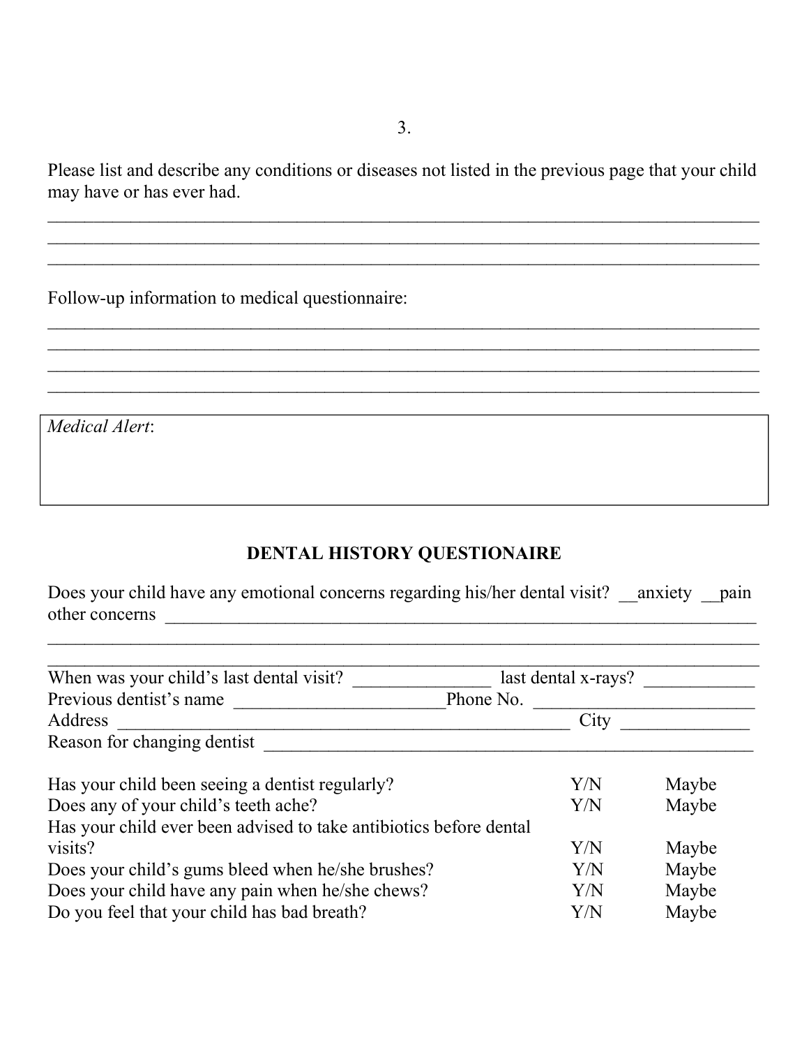Please list and describe any conditions or diseases not listed in the previous page that your child may have or has ever had.

_______________________________________________________________________________
_______________________________________________________________________________
_______________________________________________________________________________

Follow-up information to medical questionnaire:

_______________________________________________________________________________
_______________________________________________________________________________
_______________________________________________________________________________
_______________________________________________________________________________

| *Medical Alert*: |
|---|
| |

## DENTAL HISTORY QUESTIONAIRE

Does your child have any emotional concerns regarding his/her dental visit? __anxiety __pain other concerns _______________________________________________________________
_______________________________________________________________________________
_______________________________________________________________________________

When was your child's last dental visit? _______________ last dental x-rays? ____________
Previous dentist's name _______________________Phone No. _________________________
Address ___________________________________________________ City ______________
Reason for changing dentist ______________________________________________________

| | | |
|---|---|---|
| Has your child been seeing a dentist regularly? | Y/N | Maybe |
| Does any of your child's teeth ache? | Y/N | Maybe |
| Has your child ever been advised to take antibiotics before dental visits? | Y/N | Maybe |
| Does your child's gums bleed when he/she brushes? | Y/N | Maybe |
| Does your child have any pain when he/she chews? | Y/N | Maybe |
| Do you feel that your child has bad breath? | Y/N | Maybe |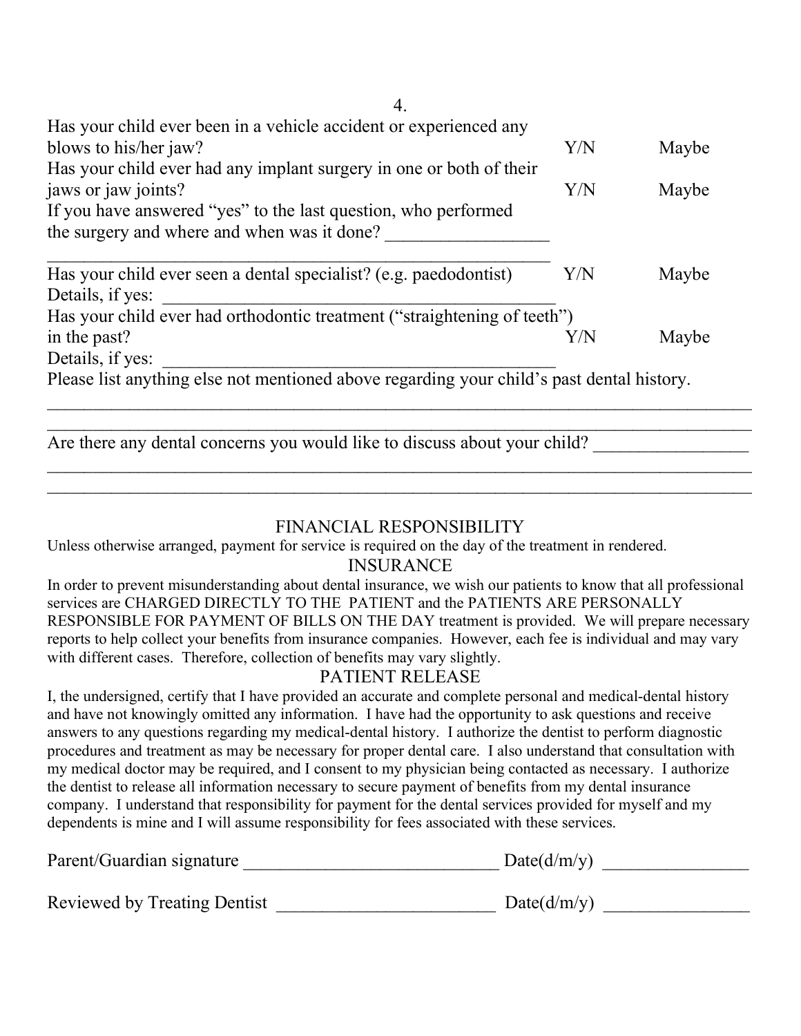Has your child ever been in a vehicle accident or experienced any blows to his/her jaw? Y/N Maybe

Has your child ever had any implant surgery in one or both of their jaws or jaw joints? Y/N Maybe

If you have answered "yes" to the last question, who performed the surgery and where and when was it done? ___________________

___________________________________________________________

Has your child ever seen a dental specialist? (e.g. paedodontist) Y/N Maybe

Details, if yes: ___________________________________________

Has your child ever had orthodontic treatment ("straightening of teeth") in the past? Y/N Maybe

Details, if yes: ___________________________________________

Please list anything else not mentioned above regarding your child's past dental history.

_____________________________________________________________________________

_____________________________________________________________________________

Are there any dental concerns you would like to discuss about your child? ________________

_____________________________________________________________________________

_____________________________________________________________________________

## FINANCIAL RESPONSIBILITY

Unless otherwise arranged, payment for service is required on the day of the treatment in rendered.

## INSURANCE

In order to prevent misunderstanding about dental insurance, we wish our patients to know that all professional services are CHARGED DIRECTLY TO THE PATIENT and the PATIENTS ARE PERSONALLY RESPONSIBLE FOR PAYMENT OF BILLS ON THE DAY treatment is provided. We will prepare necessary reports to help collect your benefits from insurance companies. However, each fee is individual and may vary with different cases. Therefore, collection of benefits may vary slightly.

## PATIENT RELEASE

I, the undersigned, certify that I have provided an accurate and complete personal and medical-dental history and have not knowingly omitted any information. I have had the opportunity to ask questions and receive answers to any questions regarding my medical-dental history. I authorize the dentist to perform diagnostic procedures and treatment as may be necessary for proper dental care. I also understand that consultation with my medical doctor may be required, and I consent to my physician being contacted as necessary. I authorize the dentist to release all information necessary to secure payment of benefits from my dental insurance company. I understand that responsibility for payment for the dental services provided for myself and my dependents is mine and I will assume responsibility for fees associated with these services.

Parent/Guardian signature ___________________________ Date(d/m/y) ________________

Reviewed by Treating Dentist ________________________ Date(d/m/y) ________________